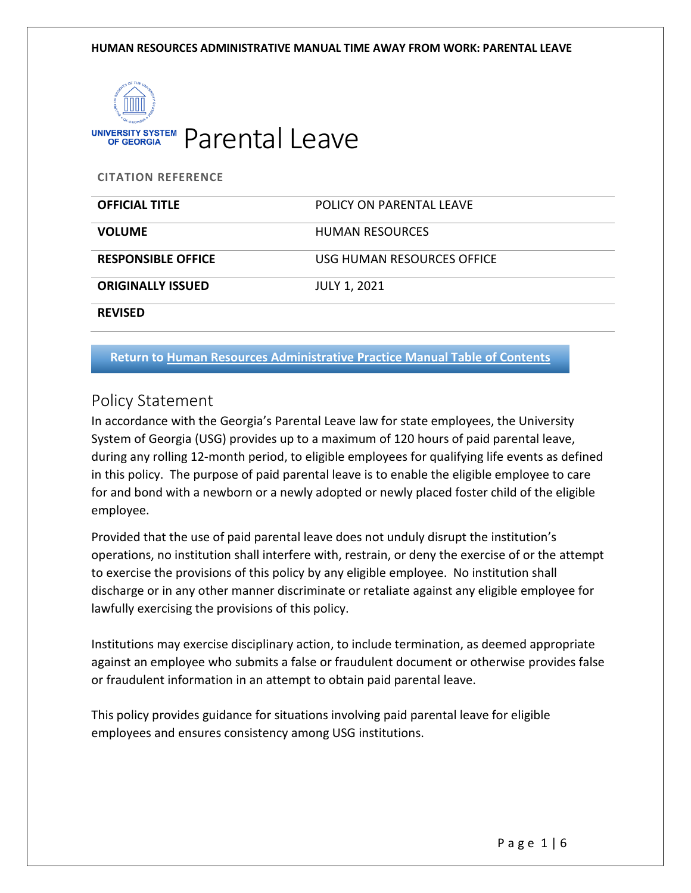# Parental Leave

**CITATION REFERENCE**

| | |
|---|---|
| **OFFICIAL TITLE** | POLICY ON PARENTAL LEAVE |
| **VOLUME** | HUMAN RESOURCES |
| **RESPONSIBLE OFFICE** | USG HUMAN RESOURCES OFFICE |
| **ORIGINALLY ISSUED** | JULY 1, 2021 |
| **REVISED** | |

**Return to Human Resources Administrative Practice Manual Table of Contents**

## Policy Statement

In accordance with the Georgia's Parental Leave law for state employees, the University System of Georgia (USG) provides up to a maximum of 120 hours of paid parental leave, during any rolling 12-month period, to eligible employees for qualifying life events as defined in this policy. The purpose of paid parental leave is to enable the eligible employee to care for and bond with a newborn or a newly adopted or newly placed foster child of the eligible employee.

Provided that the use of paid parental leave does not unduly disrupt the institution's operations, no institution shall interfere with, restrain, or deny the exercise of or the attempt to exercise the provisions of this policy by any eligible employee. No institution shall discharge or in any other manner discriminate or retaliate against any eligible employee for lawfully exercising the provisions of this policy.

Institutions may exercise disciplinary action, to include termination, as deemed appropriate against an employee who submits a false or fraudulent document or otherwise provides false or fraudulent information in an attempt to obtain paid parental leave.

This policy provides guidance for situations involving paid parental leave for eligible employees and ensures consistency among USG institutions.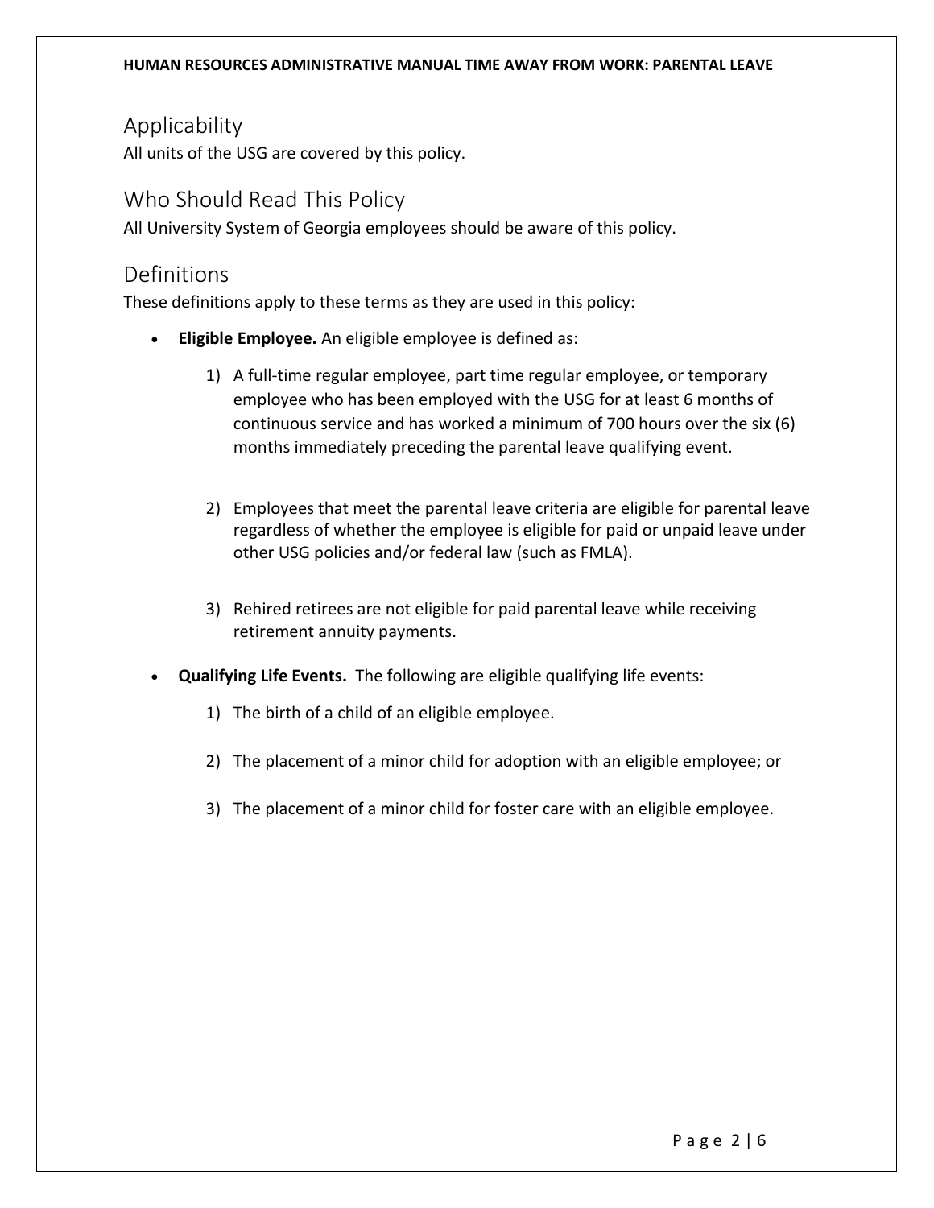## Applicability

All units of the USG are covered by this policy.

## Who Should Read This Policy

All University System of Georgia employees should be aware of this policy.

## Definitions

These definitions apply to these terms as they are used in this policy:

- **Eligible Employee.** An eligible employee is defined as:

    1) A full-time regular employee, part time regular employee, or temporary employee who has been employed with the USG for at least 6 months of continuous service and has worked a minimum of 700 hours over the six (6) months immediately preceding the parental leave qualifying event.

    2) Employees that meet the parental leave criteria are eligible for parental leave regardless of whether the employee is eligible for paid or unpaid leave under other USG policies and/or federal law (such as FMLA).

    3) Rehired retirees are not eligible for paid parental leave while receiving retirement annuity payments.

- **Qualifying Life Events.** The following are eligible qualifying life events:

    1) The birth of a child of an eligible employee.

    2) The placement of a minor child for adoption with an eligible employee; or

    3) The placement of a minor child for foster care with an eligible employee.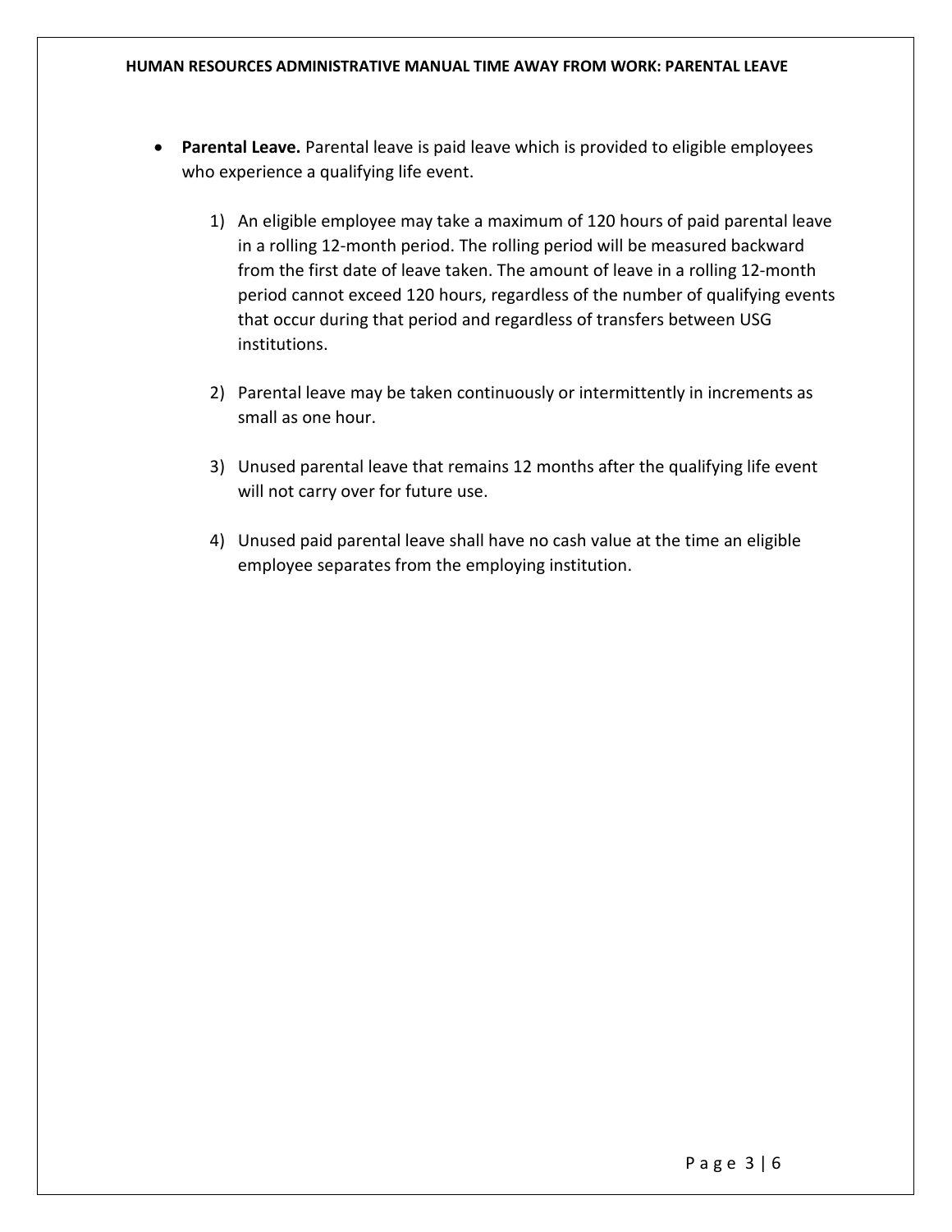- **Parental Leave.** Parental leave is paid leave which is provided to eligible employees who experience a qualifying life event.

    1) An eligible employee may take a maximum of 120 hours of paid parental leave in a rolling 12-month period. The rolling period will be measured backward from the first date of leave taken. The amount of leave in a rolling 12-month period cannot exceed 120 hours, regardless of the number of qualifying events that occur during that period and regardless of transfers between USG institutions.

    2) Parental leave may be taken continuously or intermittently in increments as small as one hour.

    3) Unused parental leave that remains 12 months after the qualifying life event will not carry over for future use.

    4) Unused paid parental leave shall have no cash value at the time an eligible employee separates from the employing institution.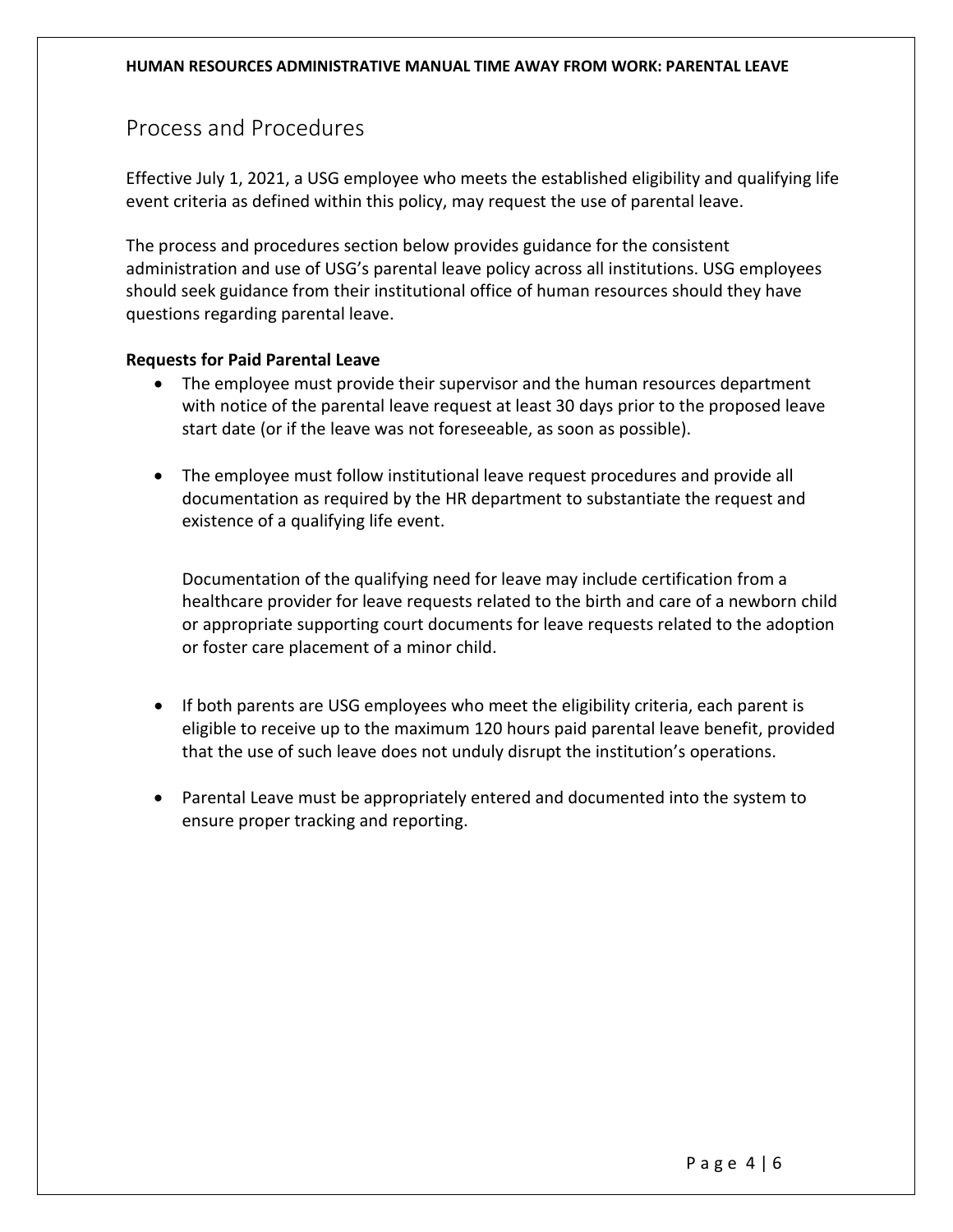## Process and Procedures

Effective July 1, 2021, a USG employee who meets the established eligibility and qualifying life event criteria as defined within this policy, may request the use of parental leave.

The process and procedures section below provides guidance for the consistent administration and use of USG's parental leave policy across all institutions. USG employees should seek guidance from their institutional office of human resources should they have questions regarding parental leave.

**Requests for Paid Parental Leave**

- The employee must provide their supervisor and the human resources department with notice of the parental leave request at least 30 days prior to the proposed leave start date (or if the leave was not foreseeable, as soon as possible).
- The employee must follow institutional leave request procedures and provide all documentation as required by the HR department to substantiate the request and existence of a qualifying life event.

  Documentation of the qualifying need for leave may include certification from a healthcare provider for leave requests related to the birth and care of a newborn child or appropriate supporting court documents for leave requests related to the adoption or foster care placement of a minor child.

- If both parents are USG employees who meet the eligibility criteria, each parent is eligible to receive up to the maximum 120 hours paid parental leave benefit, provided that the use of such leave does not unduly disrupt the institution's operations.
- Parental Leave must be appropriately entered and documented into the system to ensure proper tracking and reporting.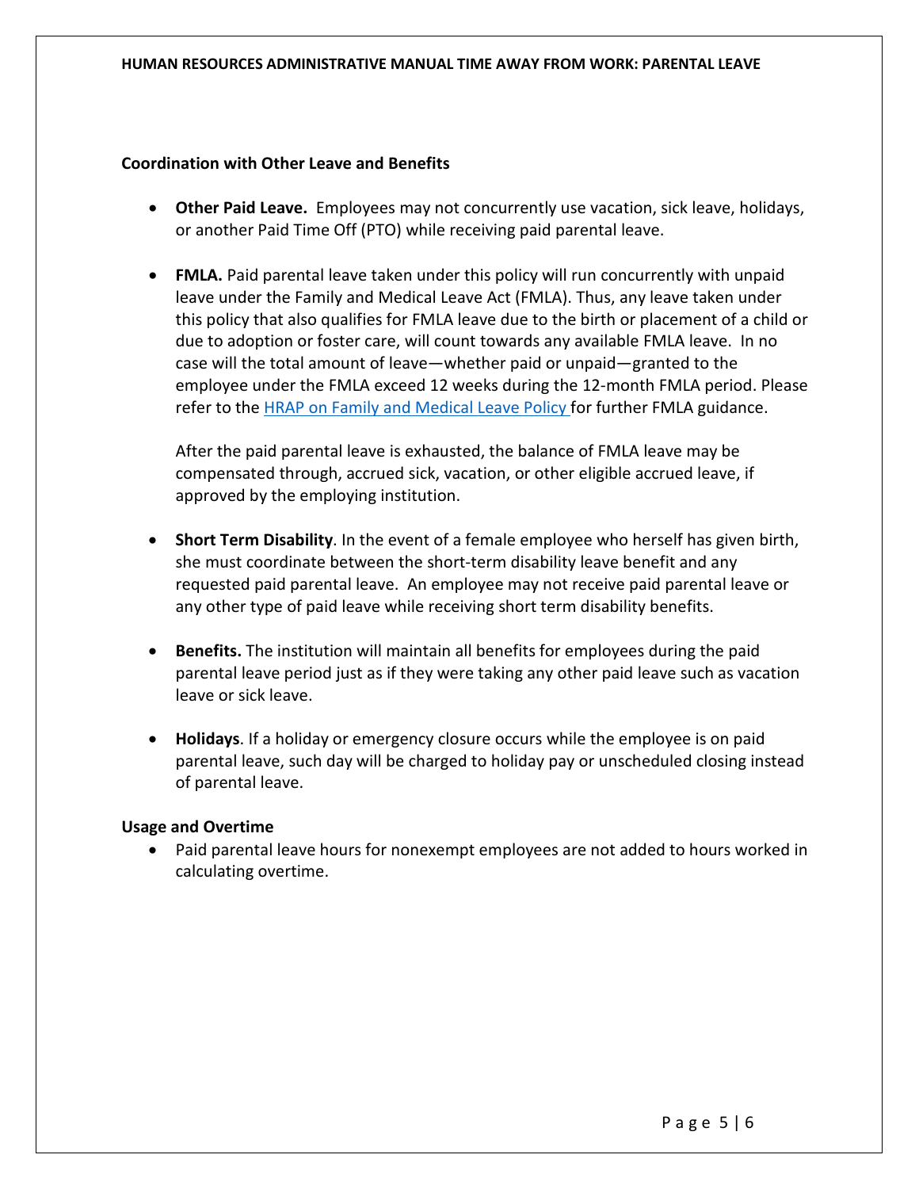## Coordination with Other Leave and Benefits

- **Other Paid Leave.** Employees may not concurrently use vacation, sick leave, holidays, or another Paid Time Off (PTO) while receiving paid parental leave.

- **FMLA.** Paid parental leave taken under this policy will run concurrently with unpaid leave under the Family and Medical Leave Act (FMLA). Thus, any leave taken under this policy that also qualifies for FMLA leave due to the birth or placement of a child or due to adoption or foster care, will count towards any available FMLA leave. In no case will the total amount of leave—whether paid or unpaid—granted to the employee under the FMLA exceed 12 weeks during the 12-month FMLA period. Please refer to the HRAP on Family and Medical Leave Policy for further FMLA guidance.

  After the paid parental leave is exhausted, the balance of FMLA leave may be compensated through, accrued sick, vacation, or other eligible accrued leave, if approved by the employing institution.

- **Short Term Disability**. In the event of a female employee who herself has given birth, she must coordinate between the short-term disability leave benefit and any requested paid parental leave. An employee may not receive paid parental leave or any other type of paid leave while receiving short term disability benefits.

- **Benefits.** The institution will maintain all benefits for employees during the paid parental leave period just as if they were taking any other paid leave such as vacation leave or sick leave.

- **Holidays**. If a holiday or emergency closure occurs while the employee is on paid parental leave, such day will be charged to holiday pay or unscheduled closing instead of parental leave.

## Usage and Overtime

- Paid parental leave hours for nonexempt employees are not added to hours worked in calculating overtime.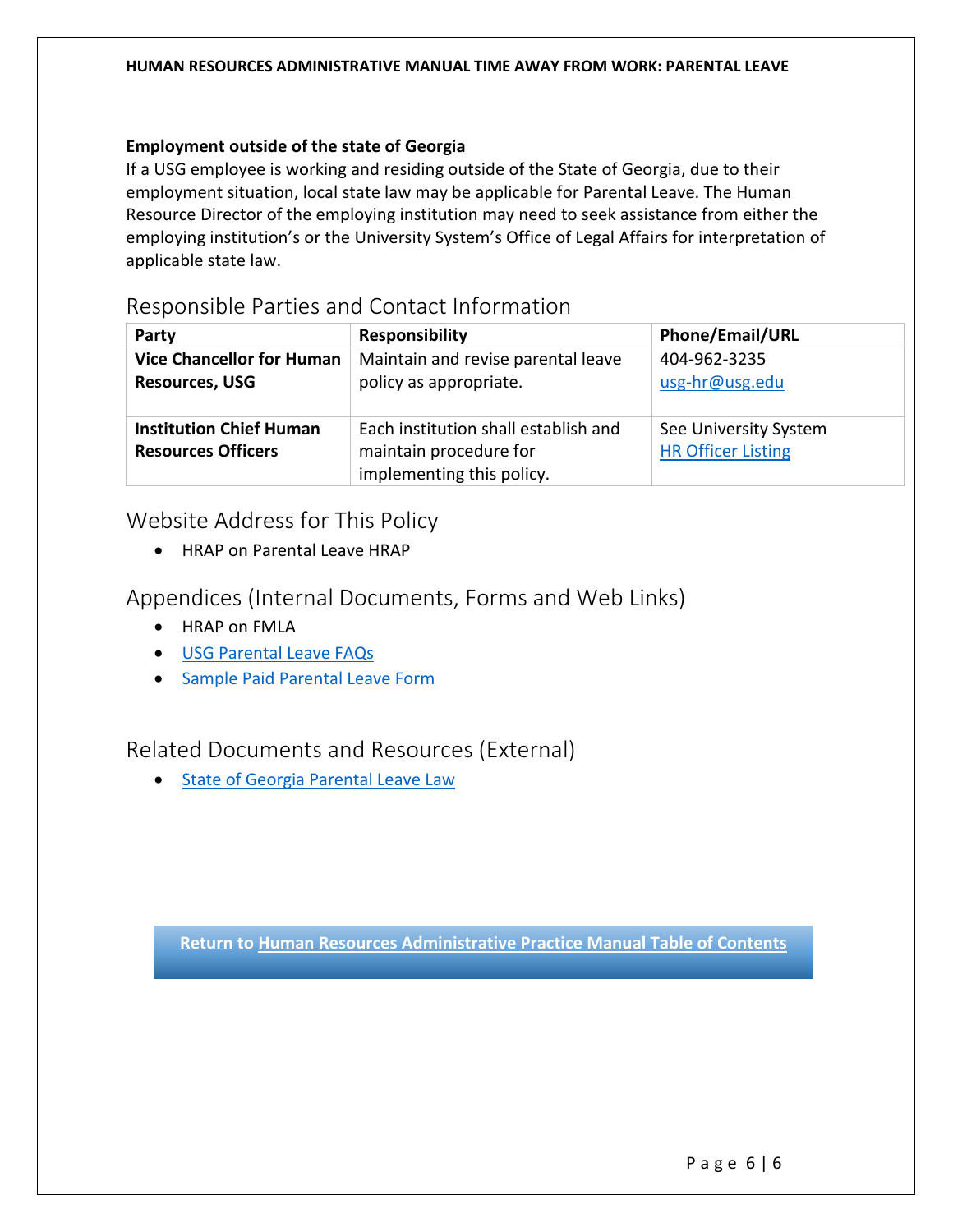**Employment outside of the state of Georgia**

If a USG employee is working and residing outside of the State of Georgia, due to their employment situation, local state law may be applicable for Parental Leave. The Human Resource Director of the employing institution may need to seek assistance from either the employing institution's or the University System's Office of Legal Affairs for interpretation of applicable state law.

## Responsible Parties and Contact Information

| Party | Responsibility | Phone/Email/URL |
|---|---|---|
| **Vice Chancellor for Human Resources, USG** | Maintain and revise parental leave policy as appropriate. | 404-962-3235 usg-hr@usg.edu |
| **Institution Chief Human Resources Officers** | Each institution shall establish and maintain procedure for implementing this policy. | See University System HR Officer Listing |

## Website Address for This Policy

- HRAP on Parental Leave HRAP

## Appendices (Internal Documents, Forms and Web Links)

- HRAP on FMLA
- USG Parental Leave FAQs
- Sample Paid Parental Leave Form

## Related Documents and Resources (External)

- State of Georgia Parental Leave Law

**Return to Human Resources Administrative Practice Manual Table of Contents**